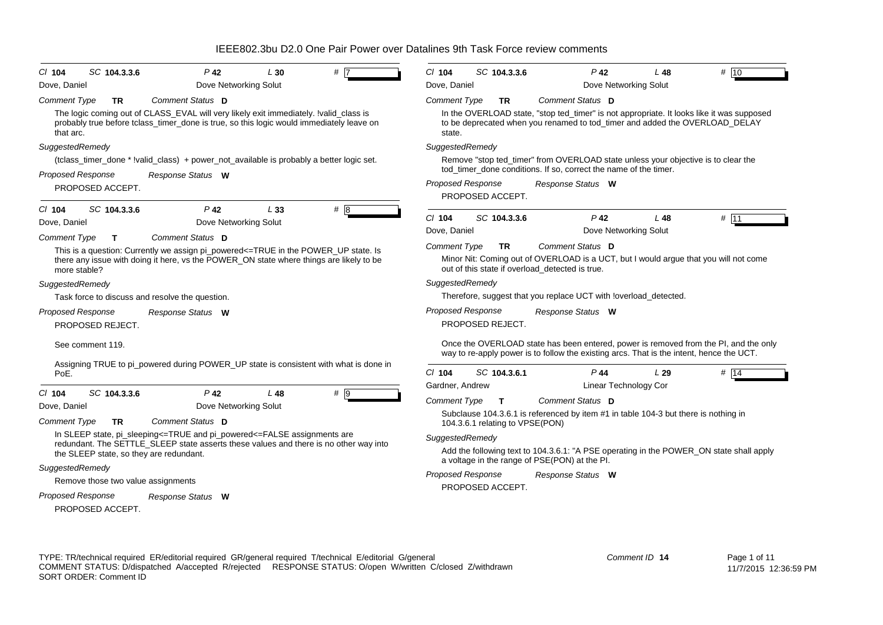# IEEE802.3bu D2.0 One Pair Power over Datalines 9th Task Force review comments

Cl **104** SC **104.3.3.6** P **42** L **30** # **7**

Dove, Daniel — Dove Networking Solut

*Comment Type* **TR** *Comment Status* **D**

The logic coming out of CLASS_EVAL will very likely exit immediately. !valid_class is probably true before tclass_timer_done is true, so this logic would immediately leave on that arc.

*SuggestedRemedy*

(tclass_timer_done * !valid_class) + power_not_available is probably a better logic set.

*Proposed Response* *Response Status* **W**

PROPOSED ACCEPT.

---

Cl **104** SC **104.3.3.6** P **42** L **33** # **8**

Dove, Daniel — Dove Networking Solut

*Comment Type* **T** *Comment Status* **D**

This is a question: Currently we assign pi_powered<=TRUE in the POWER_UP state. Is there any issue with doing it here, vs the POWER_ON state where things are likely to be more stable?

*SuggestedRemedy*

Task force to discuss and resolve the question.

*Proposed Response* *Response Status* **W**

PROPOSED REJECT.

See comment 119.

Assigning TRUE to pi_powered during POWER_UP state is consistent with what is done in PoE.

---

Cl **104** SC **104.3.3.6** P **42** L **48** # **9**

Dove, Daniel — Dove Networking Solut

*Comment Type* **TR** *Comment Status* **D**

In SLEEP state, pi_sleeping<=TRUE and pi_powered<=FALSE assignments are redundant. The SETTLE_SLEEP state asserts these values and there is no other way into the SLEEP state, so they are redundant.

*SuggestedRemedy*

Remove those two value assignments

*Proposed Response* *Response Status* **W**

PROPOSED ACCEPT.

---

Cl **104** SC **104.3.3.6** P **42** L **48** # **10**

Dove, Daniel — Dove Networking Solut

*Comment Type* **TR** *Comment Status* **D**

In the OVERLOAD state, "stop ted_timer" is not appropriate. It looks like it was supposed to be deprecated when you renamed to tod_timer and added the OVERLOAD_DELAY state.

*SuggestedRemedy*

Remove "stop ted_timer" from OVERLOAD state unless your objective is to clear the tod_timer_done conditions. If so, correct the name of the timer.

*Proposed Response* *Response Status* **W**

PROPOSED ACCEPT.

---

Cl **104** SC **104.3.3.6** P **42** L **48** # **11**

Dove, Daniel — Dove Networking Solut

*Comment Type* **TR** *Comment Status* **D**

Minor Nit: Coming out of OVERLOAD is a UCT, but I would argue that you will not come out of this state if overload_detected is true.

*SuggestedRemedy*

Therefore, suggest that you replace UCT with !overload_detected.

*Proposed Response* *Response Status* **W**

PROPOSED REJECT.

Once the OVERLOAD state has been entered, power is removed from the PI, and the only way to re-apply power is to follow the existing arcs. That is the intent, hence the UCT.

---

Cl **104** SC **104.3.6.1** P **44** L **29** # **14**

Gardner, Andrew — Linear Technology Cor

*Comment Type* **T** *Comment Status* **D**

Subclause 104.3.6.1 is referenced by item #1 in table 104-3 but there is nothing in 104.3.6.1 relating to VPSE(PON)

*SuggestedRemedy*

Add the following text to 104.3.6.1: "A PSE operating in the POWER_ON state shall apply a voltage in the range of PSE(PON) at the PI.

*Proposed Response* *Response Status* **W**

PROPOSED ACCEPT.

---

TYPE: TR/technical required ER/editorial required GR/general required T/technical E/editorial G/general
COMMENT STATUS: D/dispatched A/accepted R/rejected RESPONSE STATUS: O/open W/written C/closed Z/withdrawn
SORT ORDER: Comment ID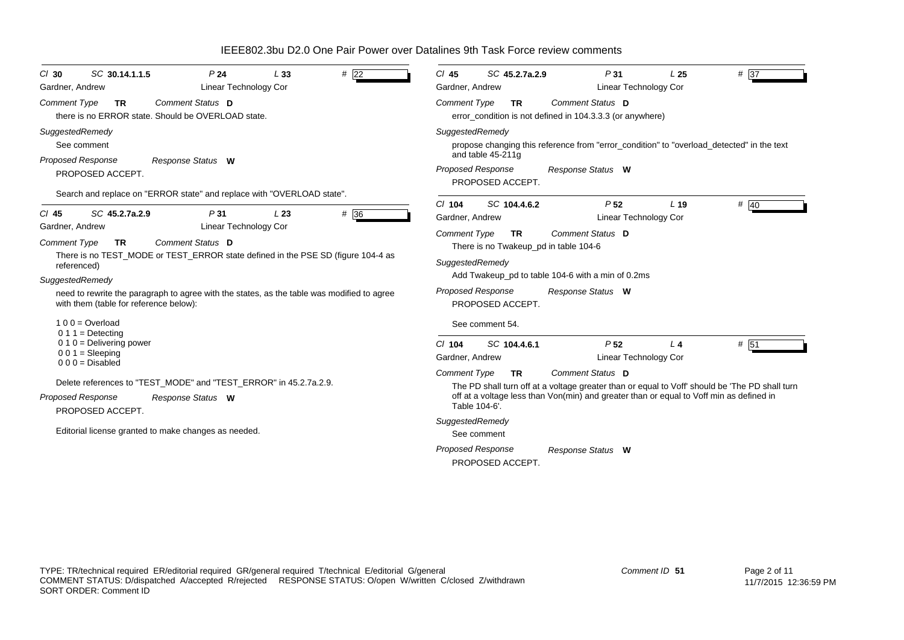# IEEE802.3bu D2.0 One Pair Power over Datalines 9th Task Force review comments

**Cl** 30 **SC** 30.14.1.1.5 **P** 24 **L** 33 **#** 22

Gardner, Andrew — Linear Technology Cor

*Comment Type* **TR** *Comment Status* **D**

there is no ERROR state. Should be OVERLOAD state.

*SuggestedRemedy*

See comment

*Proposed Response* *Response Status* **W**

PROPOSED ACCEPT.

Search and replace on "ERROR state" and replace with "OVERLOAD state".

---

**Cl** 45 **SC** 45.2.7a.2.9 **P** 31 **L** 23 **#** 36

Gardner, Andrew — Linear Technology Cor

*Comment Type* **TR** *Comment Status* **D**

There is no TEST_MODE or TEST_ERROR state defined in the PSE SD (figure 104-4 as referenced)

*SuggestedRemedy*

need to rewrite the paragraph to agree with the states, as the table was modified to agree with them (table for reference below):

1 0 0 = Overload
0 1 1 = Detecting
0 1 0 = Delivering power
0 0 1 = Sleeping
0 0 0 = Disabled

Delete references to "TEST_MODE" and "TEST_ERROR" in 45.2.7a.2.9.

*Proposed Response* *Response Status* **W**

PROPOSED ACCEPT.

Editorial license granted to make changes as needed.

---

**Cl** 45 **SC** 45.2.7a.2.9 **P** 31 **L** 25 **#** 37

Gardner, Andrew — Linear Technology Cor

*Comment Type* **TR** *Comment Status* **D**

error_condition is not defined in 104.3.3.3 (or anywhere)

*SuggestedRemedy*

propose changing this reference from "error_condition" to "overload_detected" in the text and table 45-211g

*Proposed Response* *Response Status* **W**

PROPOSED ACCEPT.

---

**Cl** 104 **SC** 104.4.6.2 **P** 52 **L** 19 **#** 40

Gardner, Andrew — Linear Technology Cor

*Comment Type* **TR** *Comment Status* **D**

There is no Twakeup_pd in table 104-6

*SuggestedRemedy*

Add Twakeup_pd to table 104-6 with a min of 0.2ms

*Proposed Response* *Response Status* **W**

PROPOSED ACCEPT.

See comment 54.

---

**Cl** 104 **SC** 104.4.6.1 **P** 52 **L** 4 **#** 51

Gardner, Andrew — Linear Technology Cor

*Comment Type* **TR** *Comment Status* **D**

The PD shall turn off at a voltage greater than or equal to Voff' should be 'The PD shall turn off at a voltage less than Von(min) and greater than or equal to Voff min as defined in Table 104-6'.

*SuggestedRemedy*

See comment

*Proposed Response* *Response Status* **W**

PROPOSED ACCEPT.

---

TYPE: TR/technical required ER/editorial required GR/general required T/technical E/editorial G/general
COMMENT STATUS: D/dispatched A/accepted R/rejected RESPONSE STATUS: O/open W/written C/closed Z/withdrawn
SORT ORDER: Comment ID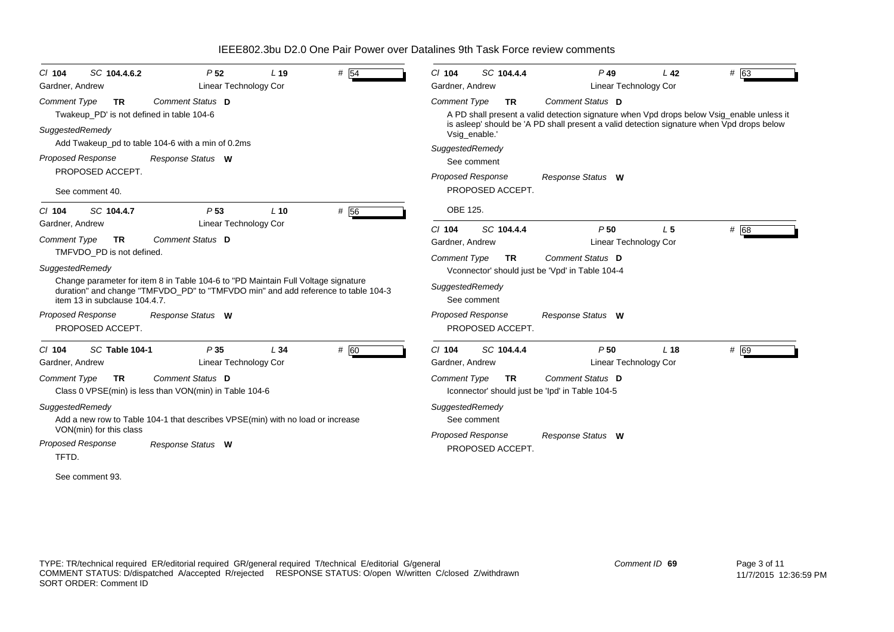# IEEE802.3bu D2.0 One Pair Power over Datalines 9th Task Force review comments

**Cl** 104 **SC** 104.4.6.2 **P** 52 **L** 19 **#** 54

Gardner, Andrew — Linear Technology Cor

*Comment Type* **TR** *Comment Status* **D**

Twakeup_PD' is not defined in table 104-6

*SuggestedRemedy*

Add Twakeup_pd to table 104-6 with a min of 0.2ms

*Proposed Response* *Response Status* **W**

PROPOSED ACCEPT.

See comment 40.

---

**Cl** 104 **SC** 104.4.7 **P** 53 **L** 10 **#** 56

Gardner, Andrew — Linear Technology Cor

*Comment Type* **TR** *Comment Status* **D**

TMFVDO_PD is not defined.

*SuggestedRemedy*

Change parameter for item 8 in Table 104-6 to "PD Maintain Full Voltage signature duration" and change "TMFVDO_PD" to "TMFVDO min" and add reference to table 104-3 item 13 in subclause 104.4.7.

*Proposed Response* *Response Status* **W**

PROPOSED ACCEPT.

---

**Cl** 104 **SC** Table 104-1 **P** 35 **L** 34 **#** 60

Gardner, Andrew — Linear Technology Cor

*Comment Type* **TR** *Comment Status* **D**

Class 0 VPSE(min) is less than VON(min) in Table 104-6

*SuggestedRemedy*

Add a new row to Table 104-1 that describes VPSE(min) with no load or increase VON(min) for this class

*Proposed Response* *Response Status* **W**

TFTD.

See comment 93.

---

**Cl** 104 **SC** 104.4.4 **P** 49 **L** 42 **#** 63

Gardner, Andrew — Linear Technology Cor

*Comment Type* **TR** *Comment Status* **D**

A PD shall present a valid detection signature when Vpd drops below Vsig_enable unless it is asleep' should be 'A PD shall present a valid detection signature when Vpd drops below Vsig_enable.'

*SuggestedRemedy*

See comment

*Proposed Response* *Response Status* **W**

PROPOSED ACCEPT.

OBE 125.

---

**Cl** 104 **SC** 104.4.4 **P** 50 **L** 5 **#** 68

Gardner, Andrew — Linear Technology Cor

*Comment Type* **TR** *Comment Status* **D**

Vconnector' should just be 'Vpd' in Table 104-4

*SuggestedRemedy*

See comment

*Proposed Response* *Response Status* **W**

PROPOSED ACCEPT.

---

**Cl** 104 **SC** 104.4.4 **P** 50 **L** 18 **#** 69

Gardner, Andrew — Linear Technology Cor

*Comment Type* **TR** *Comment Status* **D**

Iconnector' should just be 'Ipd' in Table 104-5

*SuggestedRemedy*

See comment

*Proposed Response* *Response Status* **W**

PROPOSED ACCEPT.

---

TYPE: TR/technical required ER/editorial required GR/general required T/technical E/editorial G/general
COMMENT STATUS: D/dispatched A/accepted R/rejected RESPONSE STATUS: O/open W/written C/closed Z/withdrawn
SORT ORDER: Comment ID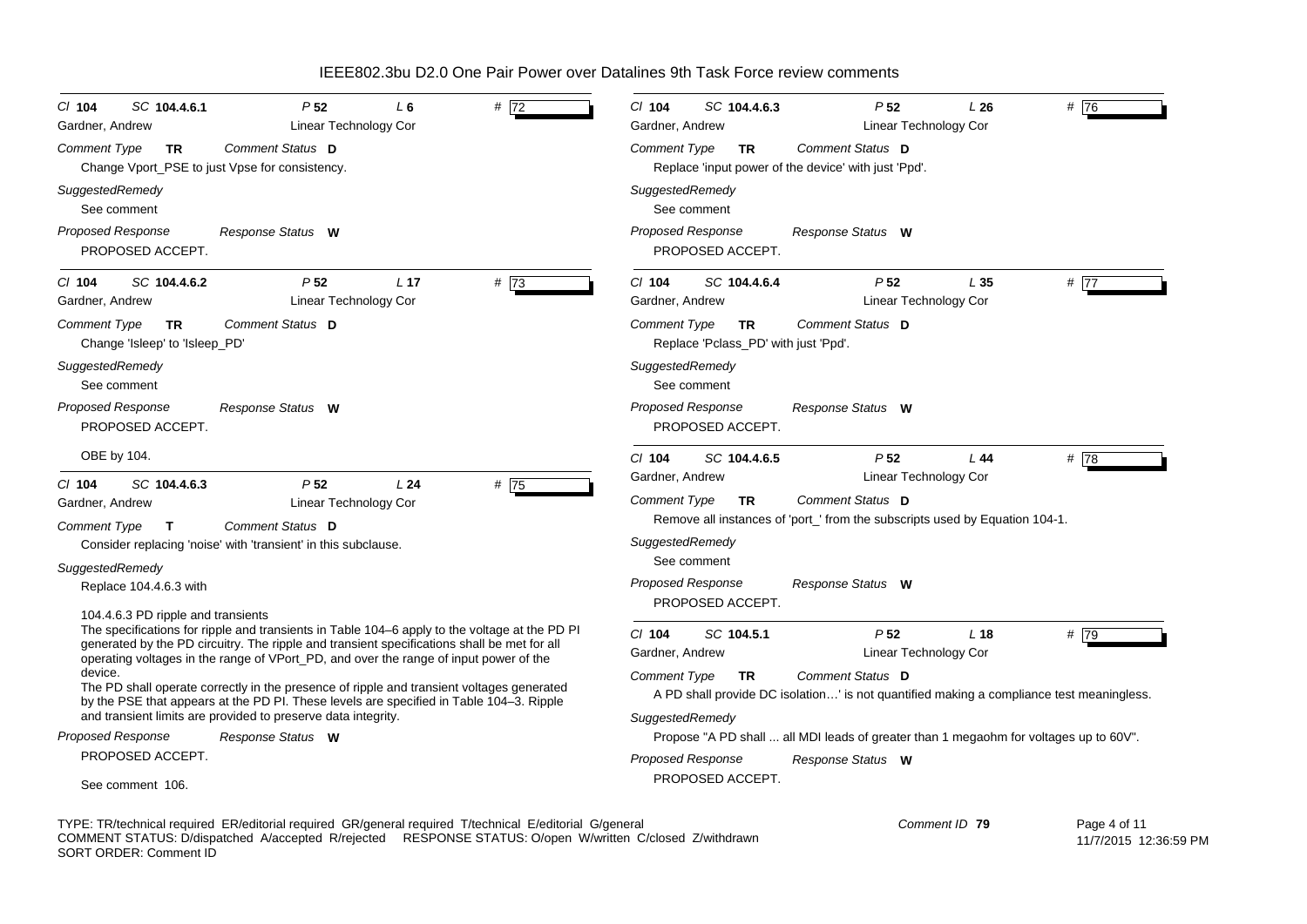# IEEE802.3bu D2.0 One Pair Power over Datalines 9th Task Force review comments

---

Cl **104** SC **104.4.6.1** P **52** L **6** # **72**

Gardner, Andrew — Linear Technology Cor

*Comment Type* **TR** *Comment Status* **D**

Change Vport_PSE to just Vpse for consistency.

*SuggestedRemedy*

See comment

*Proposed Response* *Response Status* **W**

PROPOSED ACCEPT.

---

Cl **104** SC **104.4.6.2** P **52** L **17** # **73**

Gardner, Andrew — Linear Technology Cor

*Comment Type* **TR** *Comment Status* **D**

Change 'Isleep' to 'Isleep_PD'

*SuggestedRemedy*

See comment

*Proposed Response* *Response Status* **W**

PROPOSED ACCEPT.

OBE by 104.

---

Cl **104** SC **104.4.6.3** P **52** L **24** # **75**

Gardner, Andrew — Linear Technology Cor

*Comment Type* **T** *Comment Status* **D**

Consider replacing 'noise' with 'transient' in this subclause.

*SuggestedRemedy*

Replace 104.4.6.3 with

104.4.6.3 PD ripple and transients

The specifications for ripple and transients in Table 104–6 apply to the voltage at the PD PI generated by the PD circuitry. The ripple and transient specifications shall be met for all operating voltages in the range of VPort_PD, and over the range of input power of the device.

The PD shall operate correctly in the presence of ripple and transient voltages generated by the PSE that appears at the PD PI. These levels are specified in Table 104–3. Ripple and transient limits are provided to preserve data integrity.

*Proposed Response* *Response Status* **W**

PROPOSED ACCEPT.

See comment 106.

---

Cl **104** SC **104.4.6.3** P **52** L **26** # **76**

Gardner, Andrew — Linear Technology Cor

*Comment Type* **TR** *Comment Status* **D**

Replace 'input power of the device' with just 'Ppd'.

*SuggestedRemedy*

See comment

*Proposed Response* *Response Status* **W**

PROPOSED ACCEPT.

---

Cl **104** SC **104.4.6.4** P **52** L **35** # **77**

Gardner, Andrew — Linear Technology Cor

*Comment Type* **TR** *Comment Status* **D**

Replace 'Pclass_PD' with just 'Ppd'.

*SuggestedRemedy*

See comment

*Proposed Response* *Response Status* **W**

PROPOSED ACCEPT.

---

Cl **104** SC **104.4.6.5** P **52** L **44** # **78**

Gardner, Andrew — Linear Technology Cor

*Comment Type* **TR** *Comment Status* **D**

Remove all instances of 'port_' from the subscripts used by Equation 104-1.

*SuggestedRemedy*

See comment

*Proposed Response* *Response Status* **W**

PROPOSED ACCEPT.

---

Cl **104** SC **104.5.1** P **52** L **18** # **79**

Gardner, Andrew — Linear Technology Cor

*Comment Type* **TR** *Comment Status* **D**

A PD shall provide DC isolation…' is not quantified making a compliance test meaningless.

*SuggestedRemedy*

Propose "A PD shall ... all MDI leads of greater than 1 megaohm for voltages up to 60V".

*Proposed Response* *Response Status* **W**

PROPOSED ACCEPT.

---

TYPE: TR/technical required ER/editorial required GR/general required T/technical E/editorial G/general
COMMENT STATUS: D/dispatched A/accepted R/rejected RESPONSE STATUS: O/open W/written C/closed Z/withdrawn
SORT ORDER: Comment ID

Comment ID **79**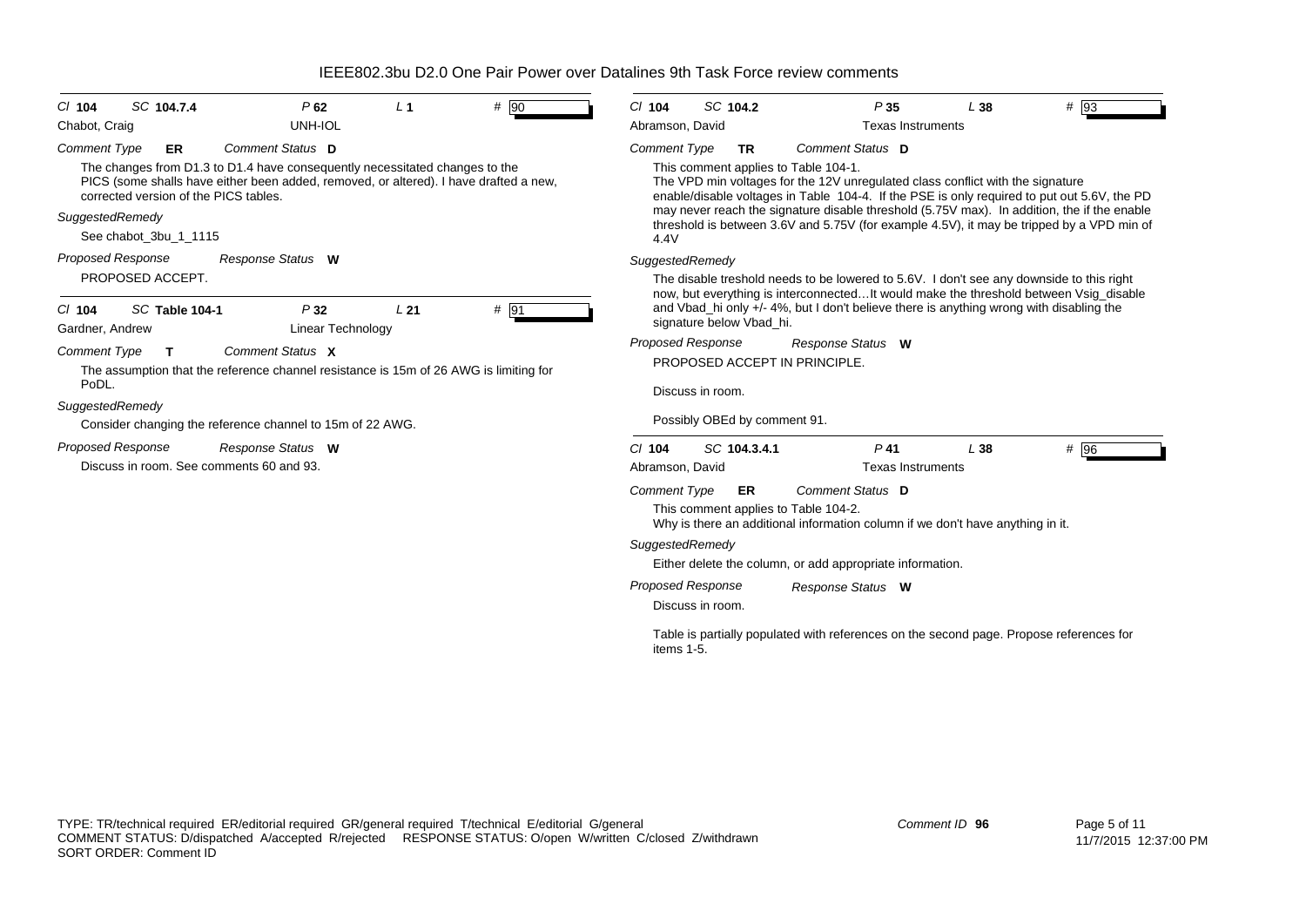IEEE802.3bu D2.0 One Pair Power over Datalines 9th Task Force review comments

---

**Cl** 104 **SC** 104.7.4 **P** 62 **L** 1 **#** 90

Chabot, Craig — UNH-IOL

*Comment Type* **ER** *Comment Status* **D**

The changes from D1.3 to D1.4 have consequently necessitated changes to the PICS (some shalls have either been added, removed, or altered). I have drafted a new, corrected version of the PICS tables.

*SuggestedRemedy*

See chabot_3bu_1_1115

*Proposed Response* *Response Status* **W**

PROPOSED ACCEPT.

---

**Cl** 104 **SC** Table 104-1 **P** 32 **L** 21 **#** 91

Gardner, Andrew — Linear Technology

*Comment Type* **T** *Comment Status* **X**

The assumption that the reference channel resistance is 15m of 26 AWG is limiting for PoDL.

*SuggestedRemedy*

Consider changing the reference channel to 15m of 22 AWG.

*Proposed Response* *Response Status* **W**

Discuss in room. See comments 60 and 93.

---

**Cl** 104 **SC** 104.2 **P** 35 **L** 38 **#** 93

Abramson, David — Texas Instruments

*Comment Type* **TR** *Comment Status* **D**

This comment applies to Table 104-1.
The VPD min voltages for the 12V unregulated class conflict with the signature enable/disable voltages in Table 104-4. If the PSE is only required to put out 5.6V, the PD may never reach the signature disable threshold (5.75V max). In addition, the if the enable threshold is between 3.6V and 5.75V (for example 4.5V), it may be tripped by a VPD min of 4.4V

*SuggestedRemedy*

The disable treshold needs to be lowered to 5.6V. I don't see any downside to this right now, but everything is interconnected…It would make the threshold between Vsig_disable and Vbad_hi only +/- 4%, but I don't believe there is anything wrong with disabling the signature below Vbad_hi.

*Proposed Response* *Response Status* **W**

PROPOSED ACCEPT IN PRINCIPLE.

Discuss in room.

Possibly OBEd by comment 91.

---

**Cl** 104 **SC** 104.3.4.1 **P** 41 **L** 38 **#** 96

Abramson, David — Texas Instruments

*Comment Type* **ER** *Comment Status* **D**

This comment applies to Table 104-2.
Why is there an additional information column if we don't have anything in it.

*SuggestedRemedy*

Either delete the column, or add appropriate information.

*Proposed Response* *Response Status* **W**

Discuss in room.

Table is partially populated with references on the second page. Propose references for items 1-5.

---

TYPE: TR/technical required ER/editorial required GR/general required T/technical E/editorial G/general
COMMENT STATUS: D/dispatched A/accepted R/rejected RESPONSE STATUS: O/open W/written C/closed Z/withdrawn
SORT ORDER: Comment ID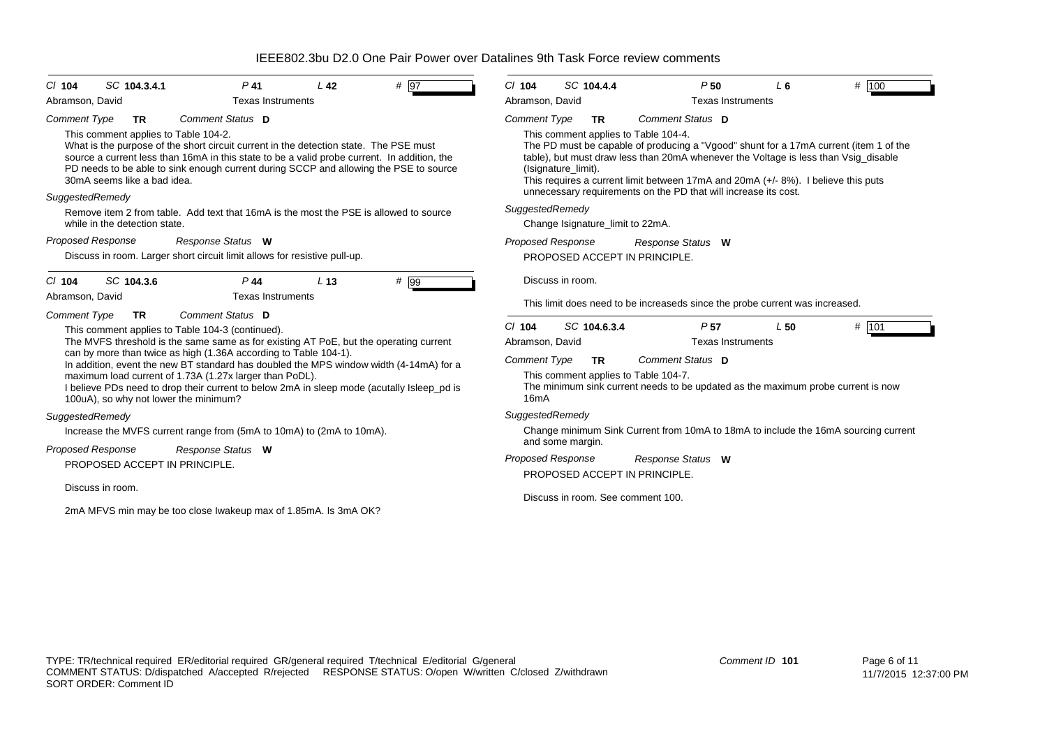IEEE802.3bu D2.0 One Pair Power over Datalines 9th Task Force review comments

Cl **104** SC **104.3.4.1** P **41** L **42** # **97**

Abramson, David — Texas Instruments

*Comment Type* **TR** *Comment Status* **D**

This comment applies to Table 104-2.
What is the purpose of the short circuit current in the detection state. The PSE must source a current less than 16mA in this state to be a valid probe current. In addition, the PD needs to be able to sink enough current during SCCP and allowing the PSE to source 30mA seems like a bad idea.

*SuggestedRemedy*

Remove item 2 from table. Add text that 16mA is the most the PSE is allowed to source while in the detection state.

*Proposed Response* *Response Status* **W**

Discuss in room. Larger short circuit limit allows for resistive pull-up.

---

Cl **104** SC **104.3.6** P **44** L **13** # **99**

Abramson, David — Texas Instruments

*Comment Type* **TR** *Comment Status* **D**

This comment applies to Table 104-3 (continued).
The MVFS threshold is the same same as for existing AT PoE, but the operating current can by more than twice as high (1.36A according to Table 104-1).
In addition, event the new BT standard has doubled the MPS window width (4-14mA) for a maximum load current of 1.73A (1.27x larger than PoDL).
I believe PDs need to drop their current to below 2mA in sleep mode (acutally Isleep_pd is 100uA), so why not lower the minimum?

*SuggestedRemedy*

Increase the MVFS current range from (5mA to 10mA) to (2mA to 10mA).

*Proposed Response* *Response Status* **W**

PROPOSED ACCEPT IN PRINCIPLE.

Discuss in room.

2mA MFVS min may be too close Iwakeup max of 1.85mA. Is 3mA OK?

---

Cl **104** SC **104.4.4** P **50** L **6** # **100**

Abramson, David — Texas Instruments

*Comment Type* **TR** *Comment Status* **D**

This comment applies to Table 104-4.
The PD must be capable of producing a "Vgood" shunt for a 17mA current (item 1 of the table), but must draw less than 20mA whenever the Voltage is less than Vsig_disable (Isignature_limit).
This requires a current limit between 17mA and 20mA (+/- 8%). I believe this puts unnecessary requirements on the PD that will increase its cost.

*SuggestedRemedy*

Change Isignature_limit to 22mA.

*Proposed Response* *Response Status* **W**

PROPOSED ACCEPT IN PRINCIPLE.

Discuss in room.

This limit does need to be increaseds since the probe current was increased.

---

Cl **104** SC **104.6.3.4** P **57** L **50** # **101**

Abramson, David — Texas Instruments

*Comment Type* **TR** *Comment Status* **D**

This comment applies to Table 104-7.
The minimum sink current needs to be updated as the maximum probe current is now 16mA

*SuggestedRemedy*

Change minimum Sink Current from 10mA to 18mA to include the 16mA sourcing current and some margin.

*Proposed Response* *Response Status* **W**

PROPOSED ACCEPT IN PRINCIPLE.

Discuss in room. See comment 100.

---

TYPE: TR/technical required ER/editorial required GR/general required T/technical E/editorial G/general
COMMENT STATUS: D/dispatched A/accepted R/rejected RESPONSE STATUS: O/open W/written C/closed Z/withdrawn
SORT ORDER: Comment ID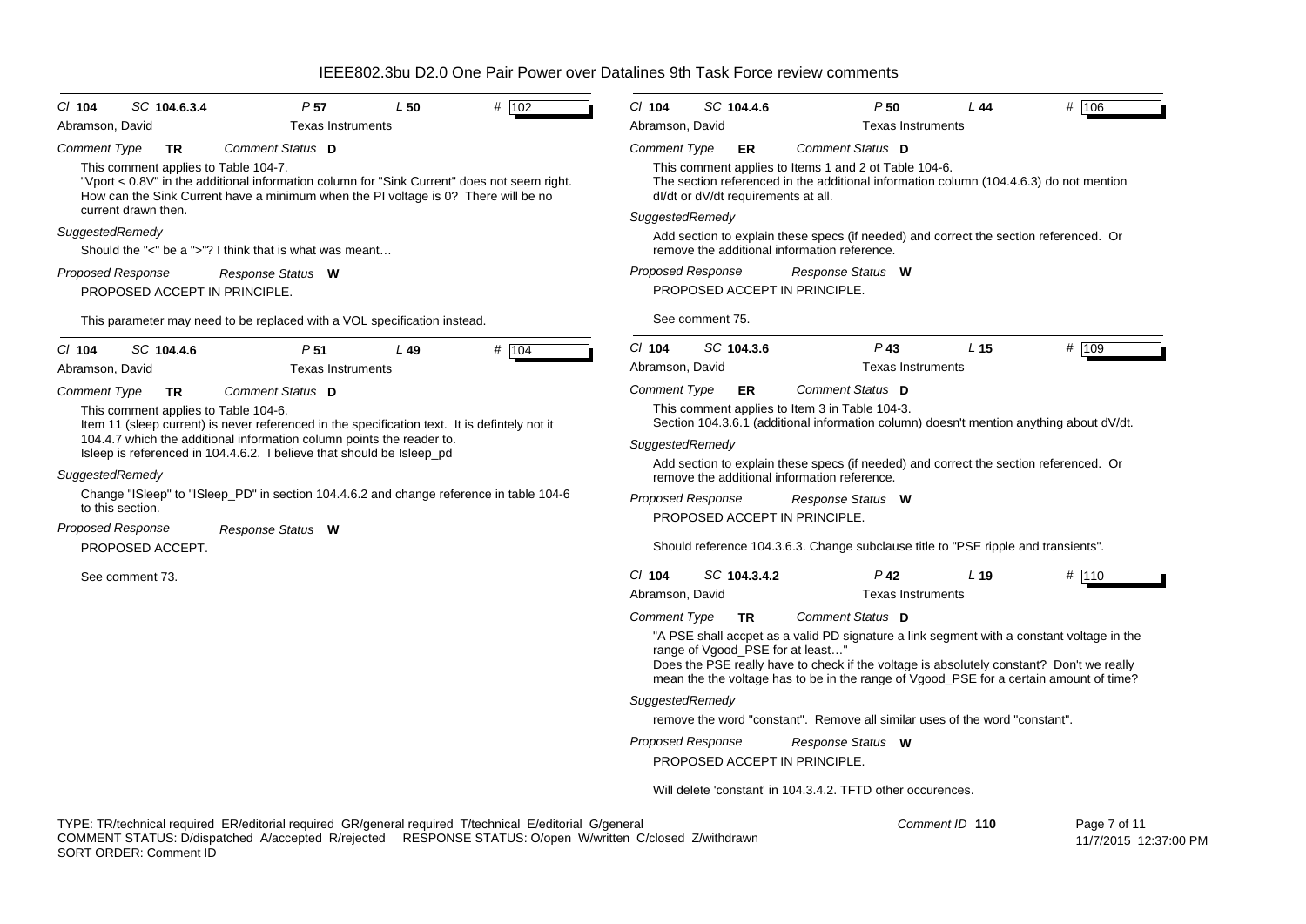# IEEE802.3bu D2.0 One Pair Power over Datalines 9th Task Force review comments

**Cl** 104 **SC** 104.6.3.4 **P** 57 **L** 50 **#** 102

Abramson, David — Texas Instruments

*Comment Type* **TR** *Comment Status* **D**

This comment applies to Table 104-7.
"Vport < 0.8V" in the additional information column for "Sink Current" does not seem right. How can the Sink Current have a minimum when the PI voltage is 0? There will be no current drawn then.

*SuggestedRemedy*

Should the "<" be a ">"? I think that is what was meant…

*Proposed Response* *Response Status* **W**

PROPOSED ACCEPT IN PRINCIPLE.

This parameter may need to be replaced with a VOL specification instead.

---

**Cl** 104 **SC** 104.4.6 **P** 51 **L** 49 **#** 104

Abramson, David — Texas Instruments

*Comment Type* **TR** *Comment Status* **D**

This comment applies to Table 104-6.
Item 11 (sleep current) is never referenced in the specification text. It is defintely not it 104.4.7 which the additional information column points the reader to.
Isleep is referenced in 104.4.6.2. I believe that should be Isleep_pd

*SuggestedRemedy*

Change "ISleep" to "ISleep_PD" in section 104.4.6.2 and change reference in table 104-6 to this section.

*Proposed Response* *Response Status* **W**

PROPOSED ACCEPT.

See comment 73.

---

**Cl** 104 **SC** 104.4.6 **P** 50 **L** 44 **#** 106

Abramson, David — Texas Instruments

*Comment Type* **ER** *Comment Status* **D**

This comment applies to Items 1 and 2 ot Table 104-6.
The section referenced in the additional information column (104.4.6.3) do not mention dI/dt or dV/dt requirements at all.

*SuggestedRemedy*

Add section to explain these specs (if needed) and correct the section referenced. Or remove the additional information reference.

*Proposed Response* *Response Status* **W**

PROPOSED ACCEPT IN PRINCIPLE.

See comment 75.

---

**Cl** 104 **SC** 104.3.6 **P** 43 **L** 15 **#** 109

Abramson, David — Texas Instruments

*Comment Type* **ER** *Comment Status* **D**

This comment applies to Item 3 in Table 104-3.
Section 104.3.6.1 (additional information column) doesn't mention anything about dV/dt.

*SuggestedRemedy*

Add section to explain these specs (if needed) and correct the section referenced. Or remove the additional information reference.

*Proposed Response* *Response Status* **W**

PROPOSED ACCEPT IN PRINCIPLE.

Should reference 104.3.6.3. Change subclause title to "PSE ripple and transients".

---

**Cl** 104 **SC** 104.3.4.2 **P** 42 **L** 19 **#** 110

Abramson, David — Texas Instruments

*Comment Type* **TR** *Comment Status* **D**

"A PSE shall accpet as a valid PD signature a link segment with a constant voltage in the range of Vgood_PSE for at least…"
Does the PSE really have to check if the voltage is absolutely constant? Don't we really mean the the voltage has to be in the range of Vgood_PSE for a certain amount of time?

*SuggestedRemedy*

remove the word "constant". Remove all similar uses of the word "constant".

*Proposed Response* *Response Status* **W**

PROPOSED ACCEPT IN PRINCIPLE.

Will delete 'constant' in 104.3.4.2. TFTD other occurences.

---

TYPE: TR/technical required ER/editorial required GR/general required T/technical E/editorial G/general
COMMENT STATUS: D/dispatched A/accepted R/rejected RESPONSE STATUS: O/open W/written C/closed Z/withdrawn
SORT ORDER: Comment ID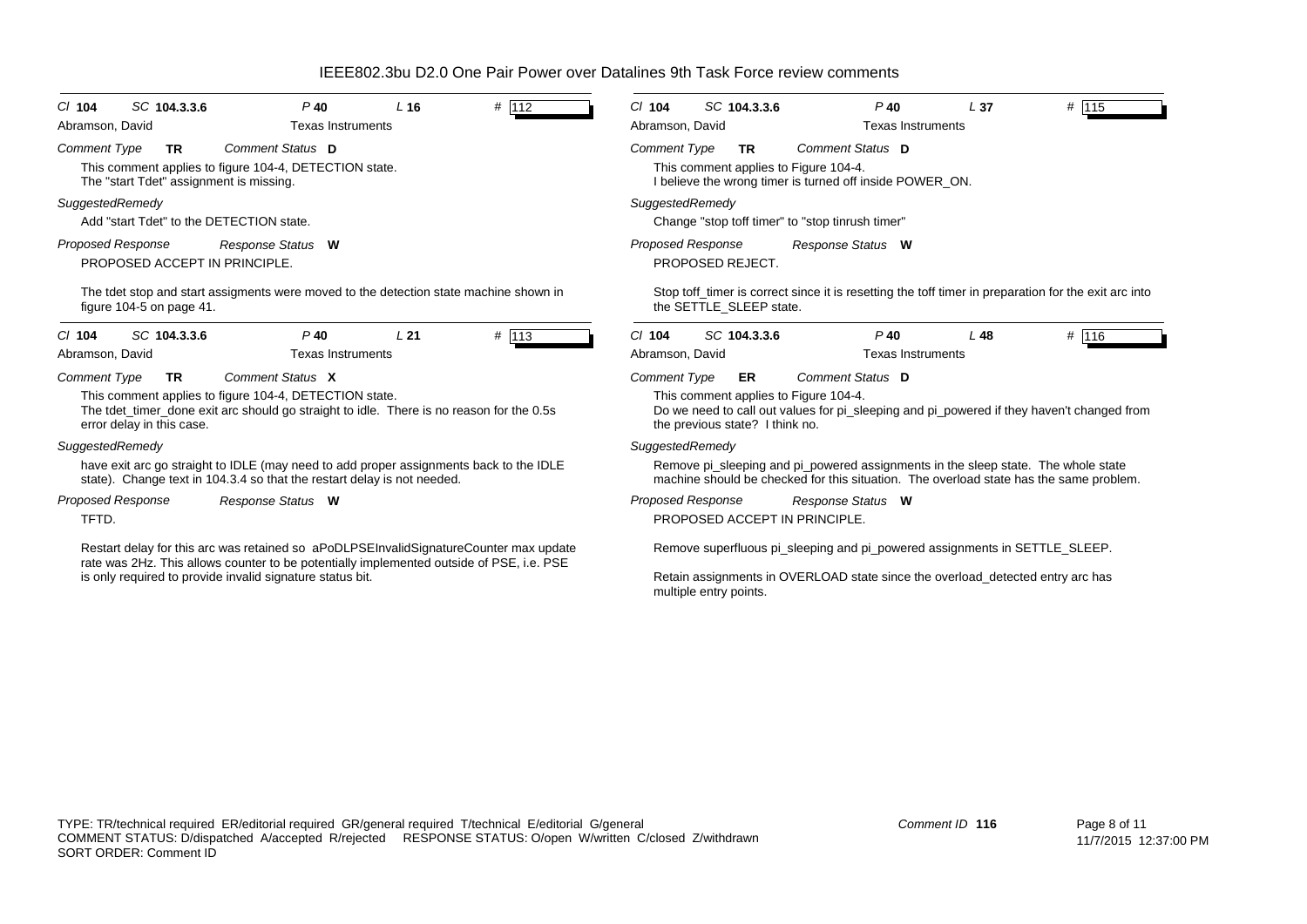# IEEE802.3bu D2.0 One Pair Power over Datalines 9th Task Force review comments

---

**Cl** 104 **SC** 104.3.3.6 **P** 40 **L** 16 **#** 112

Abramson, David — Texas Instruments

*Comment Type* **TR** *Comment Status* **D**

This comment applies to figure 104-4, DETECTION state.
The "start Tdet" assignment is missing.

*SuggestedRemedy*

Add "start Tdet" to the DETECTION state.

*Proposed Response* *Response Status* **W**

PROPOSED ACCEPT IN PRINCIPLE.

The tdet stop and start assigments were moved to the detection state machine shown in figure 104-5 on page 41.

---

**Cl** 104 **SC** 104.3.3.6 **P** 40 **L** 21 **#** 113

Abramson, David — Texas Instruments

*Comment Type* **TR** *Comment Status* **X**

This comment applies to figure 104-4, DETECTION state.
The tdet_timer_done exit arc should go straight to idle. There is no reason for the 0.5s error delay in this case.

*SuggestedRemedy*

have exit arc go straight to IDLE (may need to add proper assignments back to the IDLE state). Change text in 104.3.4 so that the restart delay is not needed.

*Proposed Response* *Response Status* **W**

TFTD.

Restart delay for this arc was retained so aPoDLPSEInvalidSignatureCounter max update rate was 2Hz. This allows counter to be potentially implemented outside of PSE, i.e. PSE is only required to provide invalid signature status bit.

---

**Cl** 104 **SC** 104.3.3.6 **P** 40 **L** 37 **#** 115

Abramson, David — Texas Instruments

*Comment Type* **TR** *Comment Status* **D**

This comment applies to Figure 104-4.
I believe the wrong timer is turned off inside POWER_ON.

*SuggestedRemedy*

Change "stop toff timer" to "stop tinrush timer"

*Proposed Response* *Response Status* **W**

PROPOSED REJECT.

Stop toff_timer is correct since it is resetting the toff timer in preparation for the exit arc into the SETTLE_SLEEP state.

---

**Cl** 104 **SC** 104.3.3.6 **P** 40 **L** 48 **#** 116

Abramson, David — Texas Instruments

*Comment Type* **ER** *Comment Status* **D**

This comment applies to Figure 104-4.
Do we need to call out values for pi_sleeping and pi_powered if they haven't changed from the previous state? I think no.

*SuggestedRemedy*

Remove pi_sleeping and pi_powered assignments in the sleep state. The whole state machine should be checked for this situation. The overload state has the same problem.

*Proposed Response* *Response Status* **W**

PROPOSED ACCEPT IN PRINCIPLE.

Remove superfluous pi_sleeping and pi_powered assignments in SETTLE_SLEEP.

Retain assignments in OVERLOAD state since the overload_detected entry arc has multiple entry points.

---

TYPE: TR/technical required ER/editorial required GR/general required T/technical E/editorial G/general
COMMENT STATUS: D/dispatched A/accepted R/rejected RESPONSE STATUS: O/open W/written C/closed Z/withdrawn
SORT ORDER: Comment ID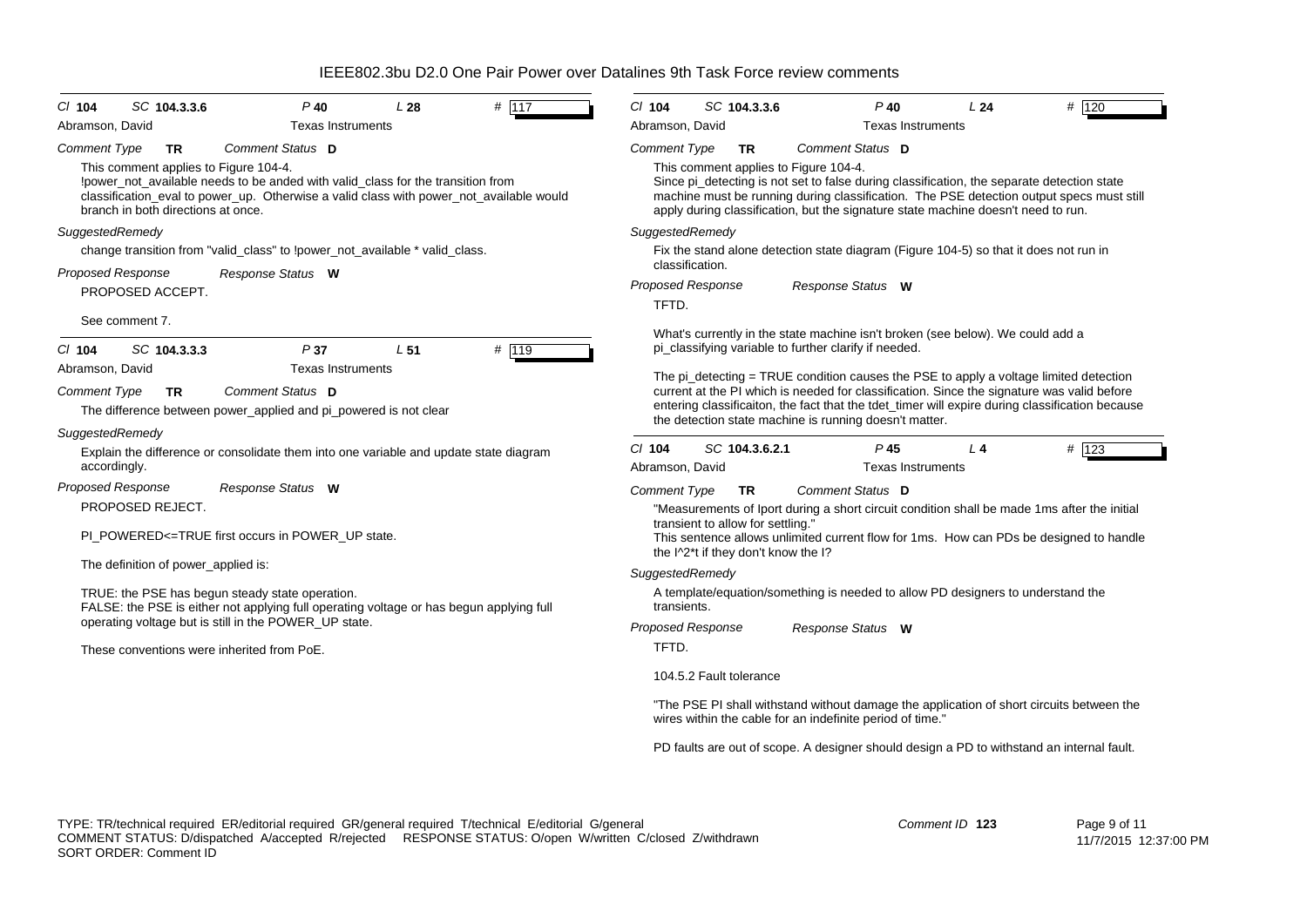IEEE802.3bu D2.0 One Pair Power over Datalines 9th Task Force review comments

---

Cl **104** SC **104.3.3.6** P **40** L **28** # 117

Abramson, David — Texas Instruments

*Comment Type* **TR** *Comment Status* **D**

This comment applies to Figure 104-4.
!power_not_available needs to be anded with valid_class for the transition from classification_eval to power_up. Otherwise a valid class with power_not_available would branch in both directions at once.

*SuggestedRemedy*

change transition from "valid_class" to !power_not_available * valid_class.

*Proposed Response* *Response Status* **W**

PROPOSED ACCEPT.

See comment 7.

---

Cl **104** SC **104.3.3.3** P **37** L **51** # 119

Abramson, David — Texas Instruments

*Comment Type* **TR** *Comment Status* **D**

The difference between power_applied and pi_powered is not clear

*SuggestedRemedy*

Explain the difference or consolidate them into one variable and update state diagram accordingly.

*Proposed Response* *Response Status* **W**

PROPOSED REJECT.

PI_POWERED<=TRUE first occurs in POWER_UP state.

The definition of power_applied is:

TRUE: the PSE has begun steady state operation.
FALSE: the PSE is either not applying full operating voltage or has begun applying full operating voltage but is still in the POWER_UP state.

These conventions were inherited from PoE.

---

Cl **104** SC **104.3.3.6** P **40** L **24** # 120

Abramson, David — Texas Instruments

*Comment Type* **TR** *Comment Status* **D**

This comment applies to Figure 104-4.
Since pi_detecting is not set to false during classification, the separate detection state machine must be running during classification. The PSE detection output specs must still apply during classification, but the signature state machine doesn't need to run.

*SuggestedRemedy*

Fix the stand alone detection state diagram (Figure 104-5) so that it does not run in classification.

*Proposed Response* *Response Status* **W**

TFTD.

What's currently in the state machine isn't broken (see below). We could add a pi_classifying variable to further clarify if needed.

The pi_detecting = TRUE condition causes the PSE to apply a voltage limited detection current at the PI which is needed for classification. Since the signature was valid before entering classificaiton, the fact that the tdet_timer will expire during classification because the detection state machine is running doesn't matter.

---

Cl **104** SC **104.3.6.2.1** P **45** L **4** # 123

Abramson, David — Texas Instruments

*Comment Type* **TR** *Comment Status* **D**

"Measurements of Iport during a short circuit condition shall be made 1ms after the initial transient to allow for settling."
This sentence allows unlimited current flow for 1ms. How can PDs be designed to handle the I^2*t if they don't know the I?

*SuggestedRemedy*

A template/equation/something is needed to allow PD designers to understand the transients.

*Proposed Response* *Response Status* **W**

TFTD.

104.5.2 Fault tolerance

"The PSE PI shall withstand without damage the application of short circuits between the wires within the cable for an indefinite period of time."

PD faults are out of scope. A designer should design a PD to withstand an internal fault.

---

TYPE: TR/technical required ER/editorial required GR/general required T/technical E/editorial G/general
COMMENT STATUS: D/dispatched A/accepted R/rejected RESPONSE STATUS: O/open W/written C/closed Z/withdrawn
SORT ORDER: Comment ID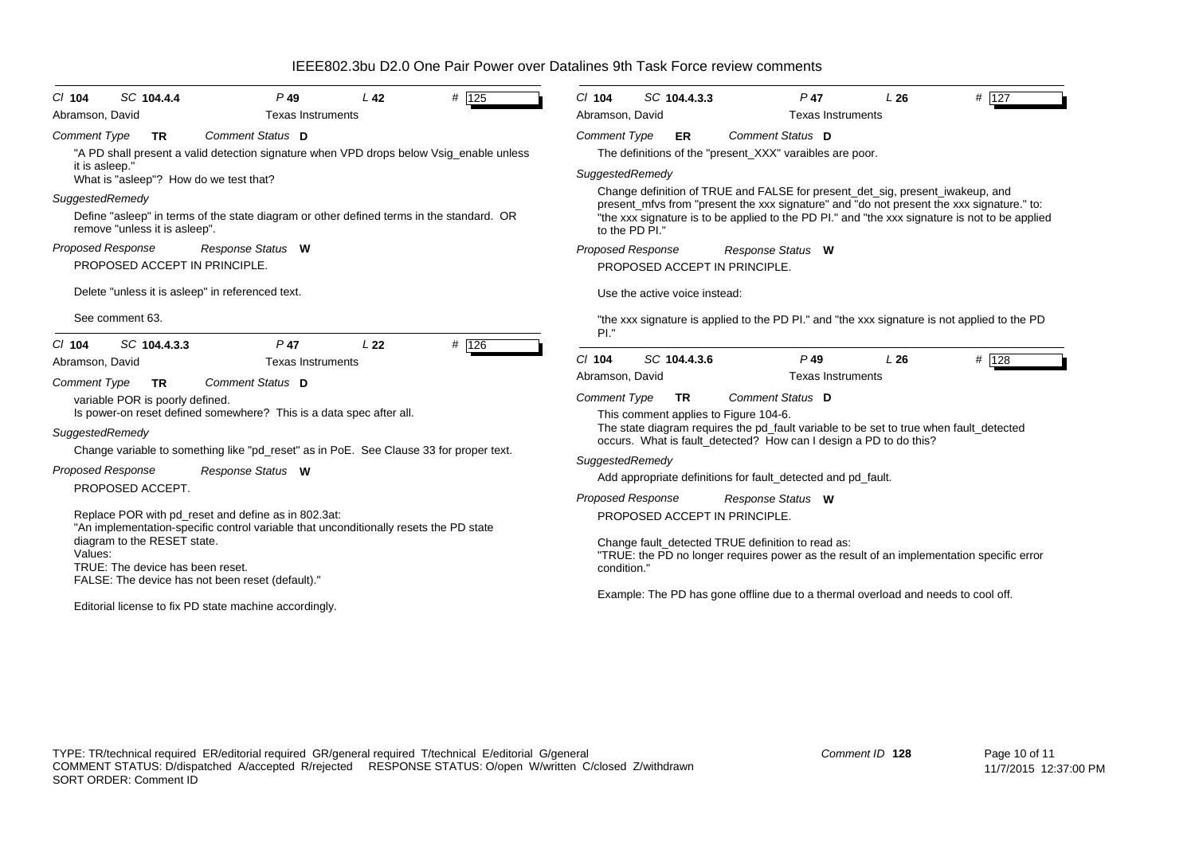# IEEE802.3bu D2.0 One Pair Power over Datalines 9th Task Force review comments

Cl **104** SC **104.4.4** P **49** L **42** # 125

Abramson, David — Texas Instruments

*Comment Type* **TR** *Comment Status* **D**

"A PD shall present a valid detection signature when VPD drops below Vsig_enable unless it is asleep."
What is "asleep"? How do we test that?

*SuggestedRemedy*

Define "asleep" in terms of the state diagram or other defined terms in the standard. OR remove "unless it is asleep".

*Proposed Response* *Response Status* **W**

PROPOSED ACCEPT IN PRINCIPLE.

Delete "unless it is asleep" in referenced text.

See comment 63.

---

Cl **104** SC **104.4.3.3** P **47** L **22** # 126

Abramson, David — Texas Instruments

*Comment Type* **TR** *Comment Status* **D**

variable POR is poorly defined.
Is power-on reset defined somewhere? This is a data spec after all.

*SuggestedRemedy*

Change variable to something like "pd_reset" as in PoE. See Clause 33 for proper text.

*Proposed Response* *Response Status* **W**

PROPOSED ACCEPT.

Replace POR with pd_reset and define as in 802.3at:
"An implementation-specific control variable that unconditionally resets the PD state diagram to the RESET state.
Values:
TRUE: The device has been reset.
FALSE: The device has not been reset (default)."

Editorial license to fix PD state machine accordingly.

---

Cl **104** SC **104.4.3.3** P **47** L **26** # 127

Abramson, David — Texas Instruments

*Comment Type* **ER** *Comment Status* **D**

The definitions of the "present_XXX" varaibles are poor.

*SuggestedRemedy*

Change definition of TRUE and FALSE for present_det_sig, present_iwakeup, and present_mfvs from "present the xxx signature" and "do not present the xxx signature." to: "the xxx signature is to be applied to the PD PI." and "the xxx signature is not to be applied to the PD PI."

*Proposed Response* *Response Status* **W**

PROPOSED ACCEPT IN PRINCIPLE.

Use the active voice instead:

"the xxx signature is applied to the PD PI." and "the xxx signature is not applied to the PD PI."

---

Cl **104** SC **104.4.3.6** P **49** L **26** # 128

Abramson, David — Texas Instruments

*Comment Type* **TR** *Comment Status* **D**

This comment applies to Figure 104-6.
The state diagram requires the pd_fault variable to be set to true when fault_detected occurs. What is fault_detected? How can I design a PD to do this?

*SuggestedRemedy*

Add appropriate definitions for fault_detected and pd_fault.

*Proposed Response* *Response Status* **W**

PROPOSED ACCEPT IN PRINCIPLE.

Change fault_detected TRUE definition to read as:
"TRUE: the PD no longer requires power as the result of an implementation specific error condition."

Example: The PD has gone offline due to a thermal overload and needs to cool off.

---

TYPE: TR/technical required ER/editorial required GR/general required T/technical E/editorial G/general
COMMENT STATUS: D/dispatched A/accepted R/rejected RESPONSE STATUS: O/open W/written C/closed Z/withdrawn
SORT ORDER: Comment ID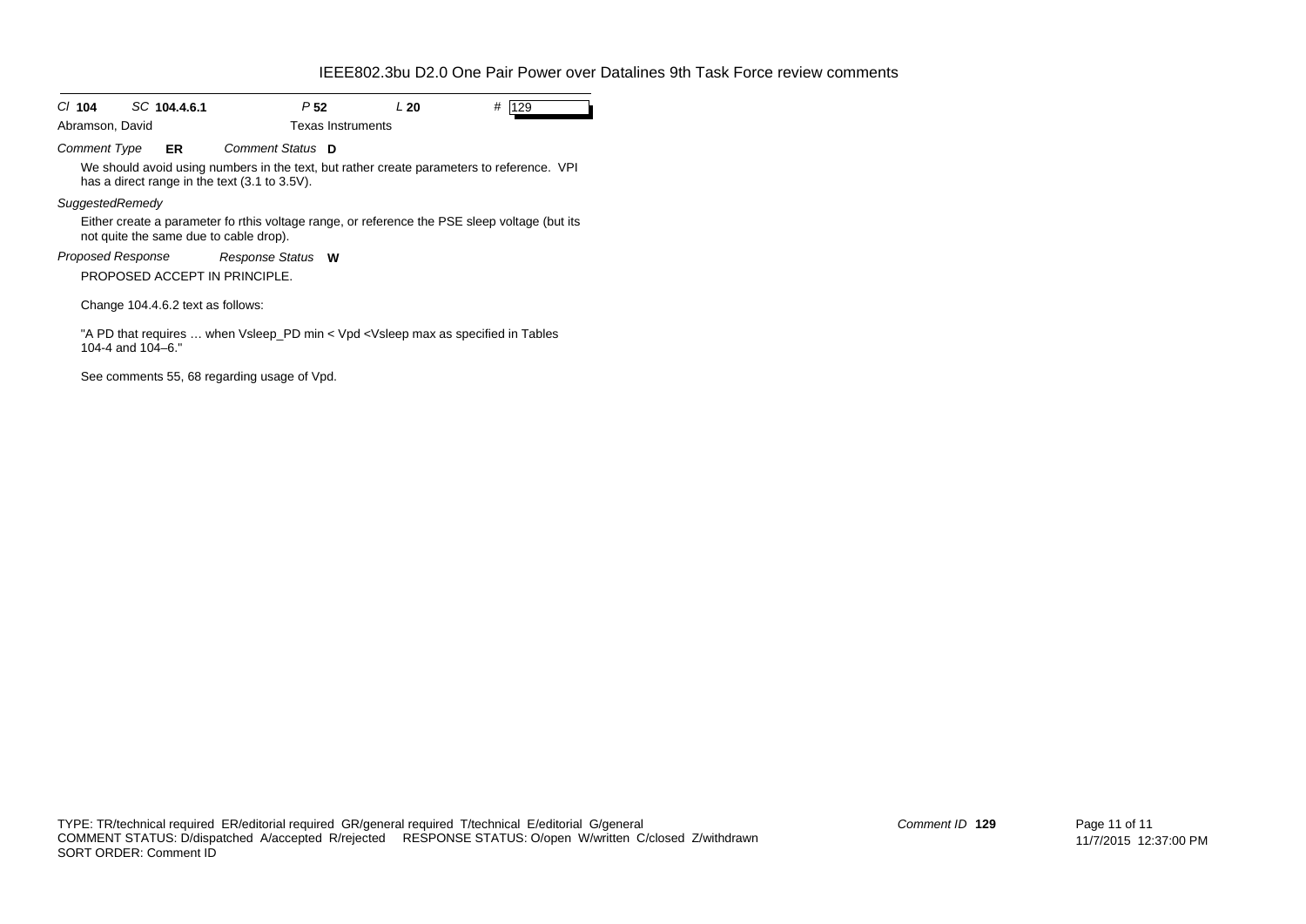| Cl 104 | SC 104.4.6.1 | P 52 | L 20 | # 129 |
|---|---|---|---|---|

Abramson, David — Texas Instruments

*Comment Type* **ER** *Comment Status* **D**

We should avoid using numbers in the text, but rather create parameters to reference. VPI has a direct range in the text (3.1 to 3.5V).

*SuggestedRemedy*

Either create a parameter fo rthis voltage range, or reference the PSE sleep voltage (but its not quite the same due to cable drop).

*Proposed Response* *Response Status* **W**

PROPOSED ACCEPT IN PRINCIPLE.

Change 104.4.6.2 text as follows:

"A PD that requires … when Vsleep_PD min < Vpd <Vsleep max as specified in Tables 104-4 and 104–6."

See comments 55, 68 regarding usage of Vpd.

TYPE: TR/technical required ER/editorial required GR/general required T/technical E/editorial G/general
COMMENT STATUS: D/dispatched A/accepted R/rejected RESPONSE STATUS: O/open W/written C/closed Z/withdrawn
SORT ORDER: Comment ID

Comment ID **129**